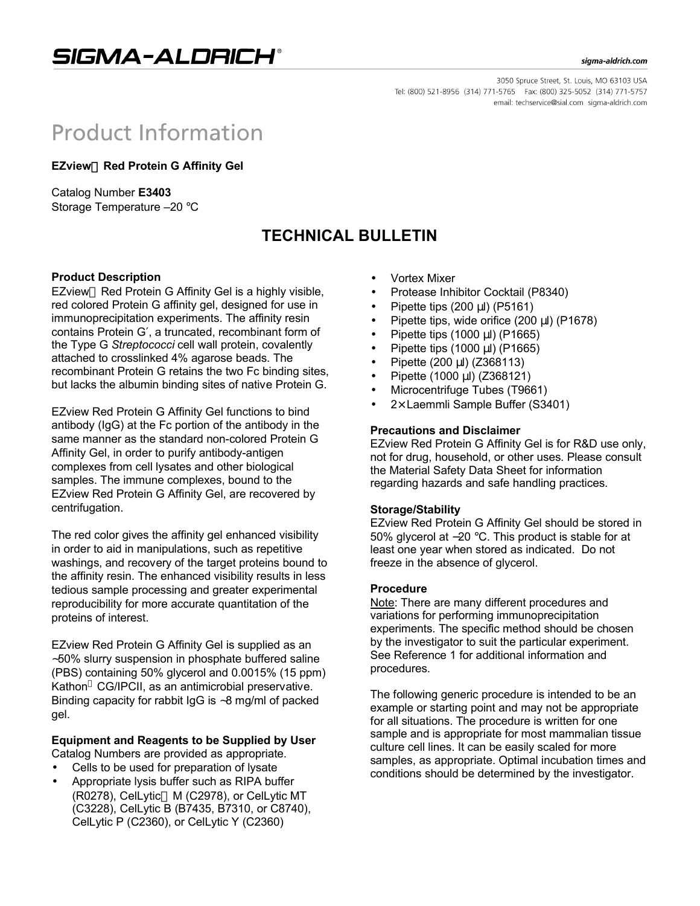# Product Information

**EZview Red Protein G Affinity Gel**

Catalog Number **E3403**
Storage Temperature –20 °C

## TECHNICAL BULLETIN

### Product Description

EZview Red Protein G Affinity Gel is a highly visible, red colored Protein G affinity gel, designed for use in immunoprecipitation experiments. The affinity resin contains Protein G´, a truncated, recombinant form of the Type G *Streptococci* cell wall protein, covalently attached to crosslinked 4% agarose beads. The recombinant Protein G retains the two Fc binding sites, but lacks the albumin binding sites of native Protein G.

EZview Red Protein G Affinity Gel functions to bind antibody (IgG) at the Fc portion of the antibody in the same manner as the standard non-colored Protein G Affinity Gel, in order to purify antibody-antigen complexes from cell lysates and other biological samples. The immune complexes, bound to the EZview Red Protein G Affinity Gel, are recovered by centrifugation.

The red color gives the affinity gel enhanced visibility in order to aid in manipulations, such as repetitive washings, and recovery of the target proteins bound to the affinity resin. The enhanced visibility results in less tedious sample processing and greater experimental reproducibility for more accurate quantitation of the proteins of interest.

EZview Red Protein G Affinity Gel is supplied as an ~50% slurry suspension in phosphate buffered saline (PBS) containing 50% glycerol and 0.0015% (15 ppm) Kathon CG/IPCII, as an antimicrobial preservative. Binding capacity for rabbit IgG is ~8 mg/ml of packed gel.

### Equipment and Reagents to be Supplied by User

Catalog Numbers are provided as appropriate.

- Cells to be used for preparation of lysate
- Appropriate lysis buffer such as RIPA buffer (R0278), CelLytic M (C2978), or CelLytic MT (C3228), CelLytic B (B7435, B7310, or C8740), CelLytic P (C2360), or CelLytic Y (C2360)
- Vortex Mixer
- Protease Inhibitor Cocktail (P8340)
- Pipette tips (200 μl) (P5161)
- Pipette tips, wide orifice (200 μl) (P1678)
- Pipette tips (1000 μl) (P1665)
- Pipette tips (1000 μl) (P1665)
- Pipette (200 μl) (Z368113)
- Pipette (1000 μl) (Z368121)
- Microcentrifuge Tubes (T9661)
- 2× Laemmli Sample Buffer (S3401)

### Precautions and Disclaimer

EZview Red Protein G Affinity Gel is for R&D use only, not for drug, household, or other uses. Please consult the Material Safety Data Sheet for information regarding hazards and safe handling practices.

### Storage/Stability

EZview Red Protein G Affinity Gel should be stored in 50% glycerol at –20 °C. This product is stable for at least one year when stored as indicated. Do not freeze in the absence of glycerol.

### Procedure

Note: There are many different procedures and variations for performing immunoprecipitation experiments. The specific method should be chosen by the investigator to suit the particular experiment. See Reference 1 for additional information and procedures.

The following generic procedure is intended to be an example or starting point and may not be appropriate for all situations. The procedure is written for one sample and is appropriate for most mammalian tissue culture cell lines. It can be easily scaled for more samples, as appropriate. Optimal incubation times and conditions should be determined by the investigator.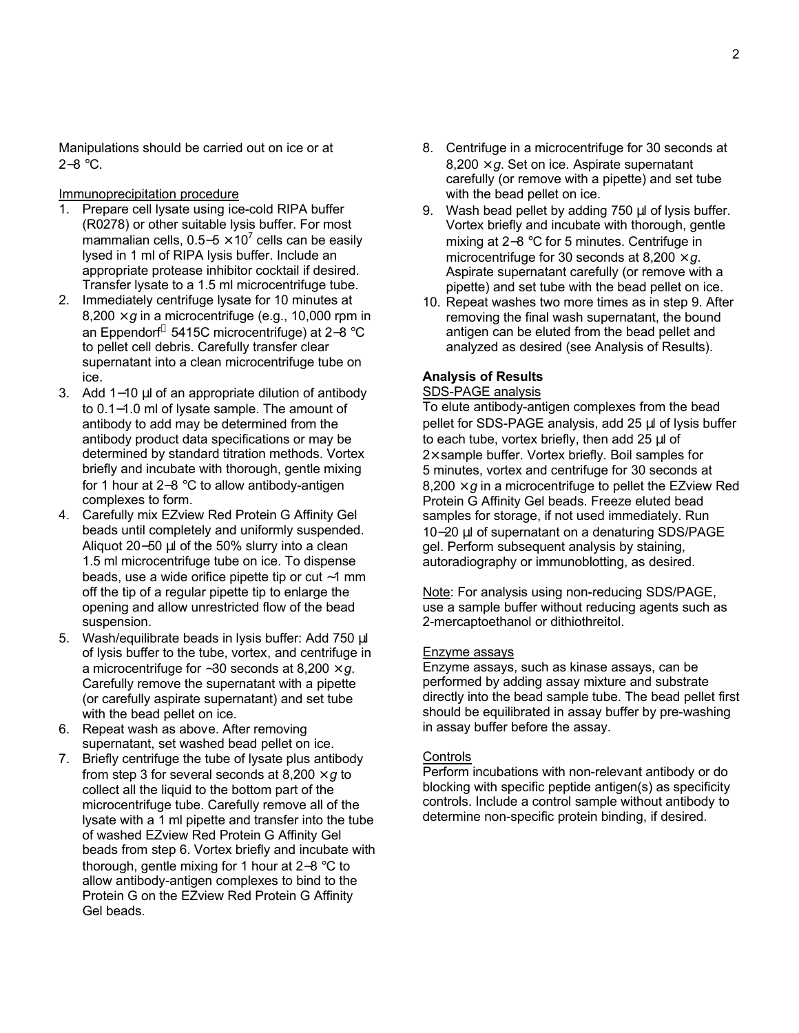Manipulations should be carried out on ice or at 2–8 °C.

Immunoprecipitation procedure

1. Prepare cell lysate using ice-cold RIPA buffer (R0278) or other suitable lysis buffer. For most mammalian cells, 0.5–5 $\times 10^7$ cells can be easily lysed in 1 ml of RIPA lysis buffer. Include an appropriate protease inhibitor cocktail if desired. Transfer lysate to a 1.5 ml microcentrifuge tube.
2. Immediately centrifuge lysate for 10 minutes at 8,200 $\times g$ in a microcentrifuge (e.g., 10,000 rpm in an Eppendorf® 5415C microcentrifuge) at 2–8 °C to pellet cell debris. Carefully transfer clear supernatant into a clean microcentrifuge tube on ice.
3. Add 1–10 μl of an appropriate dilution of antibody to 0.1–1.0 ml of lysate sample. The amount of antibody to add may be determined from the antibody product data specifications or may be determined by standard titration methods. Vortex briefly and incubate with thorough, gentle mixing for 1 hour at 2–8 °C to allow antibody-antigen complexes to form.
4. Carefully mix EZview Red Protein G Affinity Gel beads until completely and uniformly suspended. Aliquot 20–50 μl of the 50% slurry into a clean 1.5 ml microcentrifuge tube on ice. To dispense beads, use a wide orifice pipette tip or cut ~1 mm off the tip of a regular pipette tip to enlarge the opening and allow unrestricted flow of the bead suspension.
5. Wash/equilibrate beads in lysis buffer: Add 750 μl of lysis buffer to the tube, vortex, and centrifuge in a microcentrifuge for ~30 seconds at 8,200 $\times g$. Carefully remove the supernatant with a pipette (or carefully aspirate supernatant) and set tube with the bead pellet on ice.
6. Repeat wash as above. After removing supernatant, set washed bead pellet on ice.
7. Briefly centrifuge the tube of lysate plus antibody from step 3 for several seconds at 8,200 $\times g$ to collect all the liquid to the bottom part of the microcentrifuge tube. Carefully remove all of the lysate with a 1 ml pipette and transfer into the tube of washed EZview Red Protein G Affinity Gel beads from step 6. Vortex briefly and incubate with thorough, gentle mixing for 1 hour at 2–8 °C to allow antibody-antigen complexes to bind to the Protein G on the EZview Red Protein G Affinity Gel beads.
8. Centrifuge in a microcentrifuge for 30 seconds at 8,200 $\times g$. Set on ice. Aspirate supernatant carefully (or remove with a pipette) and set tube with the bead pellet on ice.
9. Wash bead pellet by adding 750 μl of lysis buffer. Vortex briefly and incubate with thorough, gentle mixing at 2–8 °C for 5 minutes. Centrifuge in microcentrifuge for 30 seconds at 8,200 $\times g$. Aspirate supernatant carefully (or remove with a pipette) and set tube with the bead pellet on ice.
10. Repeat washes two more times as in step 9. After removing the final wash supernatant, the bound antigen can be eluted from the bead pellet and analyzed as desired (see Analysis of Results).

**Analysis of Results**

SDS-PAGE analysis

To elute antibody-antigen complexes from the bead pellet for SDS-PAGE analysis, add 25 μl of lysis buffer to each tube, vortex briefly, then add 25 μl of 2× sample buffer. Vortex briefly. Boil samples for 5 minutes, vortex and centrifuge for 30 seconds at 8,200 $\times g$ in a microcentrifuge to pellet the EZview Red Protein G Affinity Gel beads. Freeze eluted bead samples for storage, if not used immediately. Run 10–20 μl of supernatant on a denaturing SDS/PAGE gel. Perform subsequent analysis by staining, autoradiography or immunoblotting, as desired.

Note: For analysis using non-reducing SDS/PAGE, use a sample buffer without reducing agents such as 2-mercaptoethanol or dithiothreitol.

Enzyme assays

Enzyme assays, such as kinase assays, can be performed by adding assay mixture and substrate directly into the bead sample tube. The bead pellet first should be equilibrated in assay buffer by pre-washing in assay buffer before the assay.

Controls

Perform incubations with non-relevant antibody or do blocking with specific peptide antigen(s) as specificity controls. Include a control sample without antibody to determine non-specific protein binding, if desired.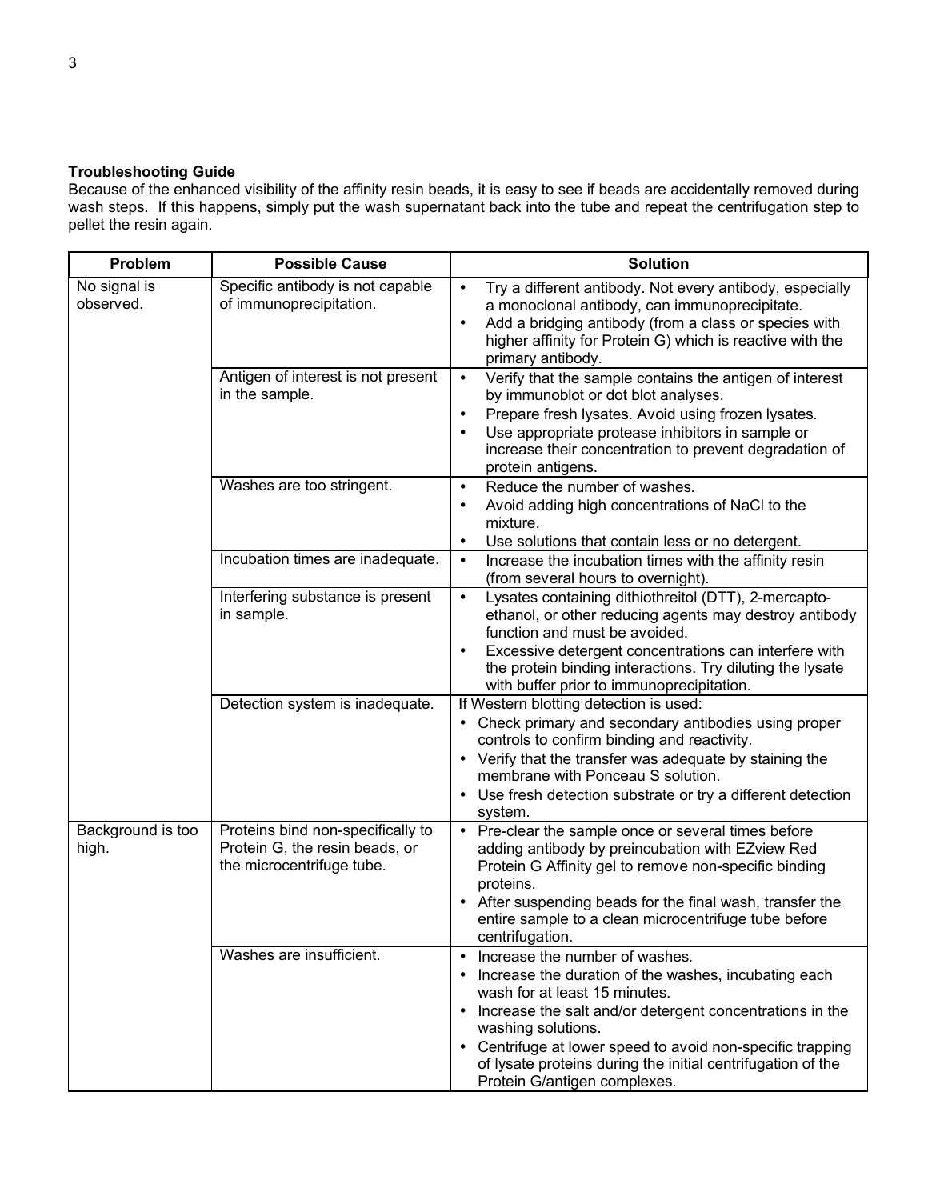**Troubleshooting Guide**

Because of the enhanced visibility of the affinity resin beads, it is easy to see if beads are accidentally removed during wash steps. If this happens, simply put the wash supernatant back into the tube and repeat the centrifugation step to pellet the resin again.

| Problem | Possible Cause | Solution |
|---|---|---|
| No signal is observed. | Specific antibody is not capable of immunoprecipitation. | • Try a different antibody. Not every antibody, especially a monoclonal antibody, can immunoprecipitate.<br>• Add a bridging antibody (from a class or species with higher affinity for Protein G) which is reactive with the primary antibody. |
| | Antigen of interest is not present in the sample. | • Verify that the sample contains the antigen of interest by immunoblot or dot blot analyses.<br>• Prepare fresh lysates. Avoid using frozen lysates.<br>• Use appropriate protease inhibitors in sample or increase their concentration to prevent degradation of protein antigens. |
| | Washes are too stringent. | • Reduce the number of washes.<br>• Avoid adding high concentrations of NaCl to the mixture.<br>• Use solutions that contain less or no detergent. |
| | Incubation times are inadequate. | • Increase the incubation times with the affinity resin (from several hours to overnight). |
| | Interfering substance is present in sample. | • Lysates containing dithiothreitol (DTT), 2-mercapto-ethanol, or other reducing agents may destroy antibody function and must be avoided.<br>• Excessive detergent concentrations can interfere with the protein binding interactions. Try diluting the lysate with buffer prior to immunoprecipitation. |
| | Detection system is inadequate. | If Western blotting detection is used:<br>• Check primary and secondary antibodies using proper controls to confirm binding and reactivity.<br>• Verify that the transfer was adequate by staining the membrane with Ponceau S solution.<br>• Use fresh detection substrate or try a different detection system. |
| Background is too high. | Proteins bind non-specifically to Protein G, the resin beads, or the microcentrifuge tube. | • Pre-clear the sample once or several times before adding antibody by preincubation with EZview Red Protein G Affinity gel to remove non-specific binding proteins.<br>• After suspending beads for the final wash, transfer the entire sample to a clean microcentrifuge tube before centrifugation. |
| | Washes are insufficient. | • Increase the number of washes.<br>• Increase the duration of the washes, incubating each wash for at least 15 minutes.<br>• Increase the salt and/or detergent concentrations in the washing solutions.<br>• Centrifuge at lower speed to avoid non-specific trapping of lysate proteins during the initial centrifugation of the Protein G/antigen complexes. |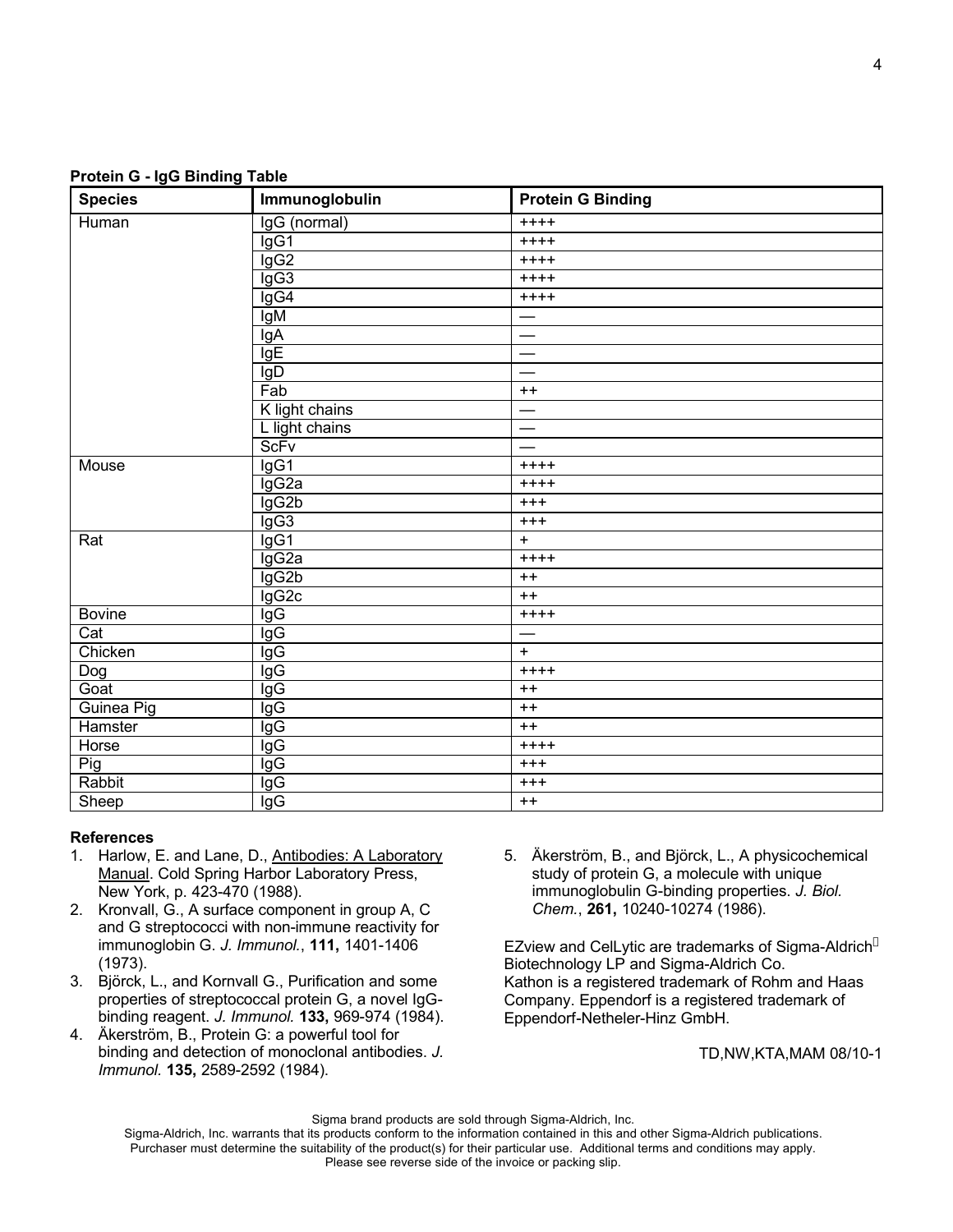**Protein G - IgG Binding Table**

| Species | Immunoglobulin | Protein G Binding |
|---|---|---|
| Human | IgG (normal) | ++++ |
| | IgG1 | ++++ |
| | IgG2 | ++++ |
| | IgG3 | ++++ |
| | IgG4 | ++++ |
| | IgM | — |
| | IgA | — |
| | IgE | — |
| | IgD | — |
| | Fab | ++ |
| | K light chains | — |
| | L light chains | — |
| | ScFv | — |
| Mouse | IgG1 | ++++ |
| | IgG2a | ++++ |
| | IgG2b | +++ |
| | IgG3 | +++ |
| Rat | IgG1 | + |
| | IgG2a | ++++ |
| | IgG2b | ++ |
| | IgG2c | ++ |
| Bovine | IgG | ++++ |
| Cat | IgG | — |
| Chicken | IgG | + |
| Dog | IgG | ++++ |
| Goat | IgG | ++ |
| Guinea Pig | IgG | ++ |
| Hamster | IgG | ++ |
| Horse | IgG | ++++ |
| Pig | IgG | +++ |
| Rabbit | IgG | +++ |
| Sheep | IgG | ++ |

**References**

1. Harlow, E. and Lane, D., Antibodies: A Laboratory Manual. Cold Spring Harbor Laboratory Press, New York, p. 423-470 (1988).
2. Kronvall, G., A surface component in group A, C and G streptococci with non-immune reactivity for immunoglobin G. *J. Immunol.*, **111,** 1401-1406 (1973).
3. Björck, L., and Kornvall G., Purification and some properties of streptococcal protein G, a novel IgG-binding reagent. *J. Immunol.* **133,** 969-974 (1984).
4. Äkerström, B., Protein G: a powerful tool for binding and detection of monoclonal antibodies. *J. Immunol.* **135,** 2589-2592 (1984).
5. Äkerström, B., and Björck, L., A physicochemical study of protein G, a molecule with unique immunoglobulin G-binding properties. *J. Biol. Chem.*, **261,** 10240-10274 (1986).

EZview and CelLytic are trademarks of Sigma-Aldrich Biotechnology LP and Sigma-Aldrich Co.
Kathon is a registered trademark of Rohm and Haas Company. Eppendorf is a registered trademark of Eppendorf-Netheler-Hinz GmbH.

TD,NW,KTA,MAM 08/10-1

Sigma brand products are sold through Sigma-Aldrich, Inc.
Sigma-Aldrich, Inc. warrants that its products conform to the information contained in this and other Sigma-Aldrich publications. Purchaser must determine the suitability of the product(s) for their particular use. Additional terms and conditions may apply. Please see reverse side of the invoice or packing slip.